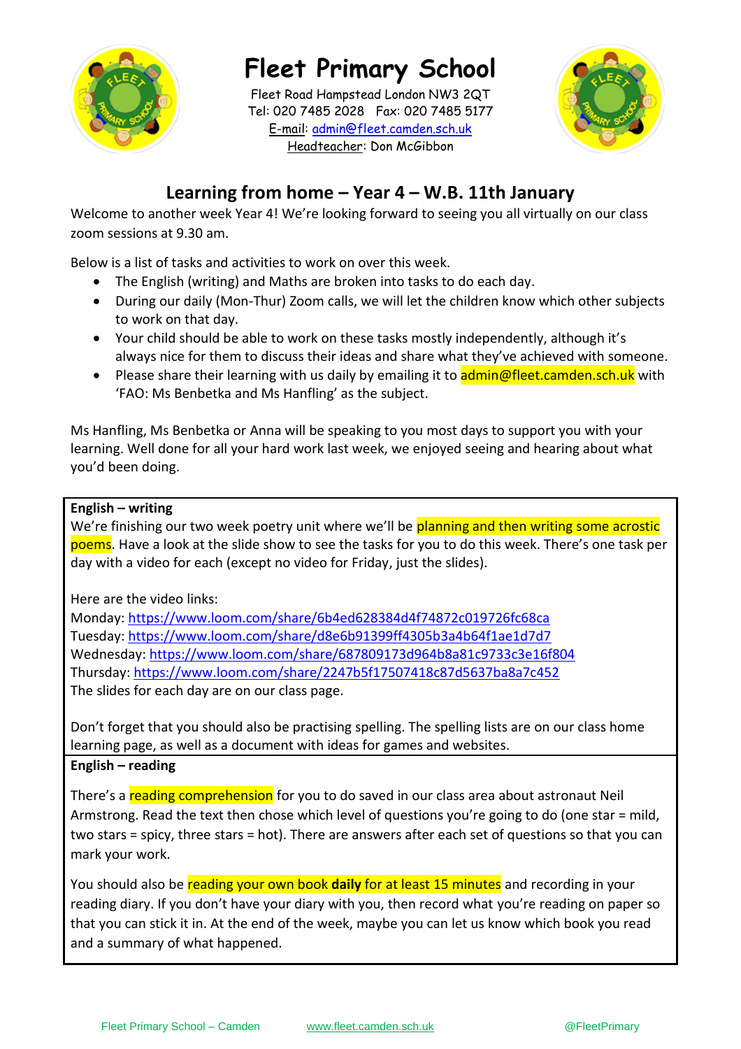# Fleet Primary School

Fleet Road Hampstead London NW3 2QT
Tel: 020 7485 2028 Fax: 020 7485 5177
E-mail: admin@fleet.camden.sch.uk
Headteacher: Don McGibbon

## Learning from home – Year 4 – W.B. 11th January

Welcome to another week Year 4! We're looking forward to seeing you all virtually on our class zoom sessions at 9.30 am.

Below is a list of tasks and activities to work on over this week.

- The English (writing) and Maths are broken into tasks to do each day.
- During our daily (Mon-Thur) Zoom calls, we will let the children know which other subjects to work on that day.
- Your child should be able to work on these tasks mostly independently, although it's always nice for them to discuss their ideas and share what they've achieved with someone.
- Please share their learning with us daily by emailing it to admin@fleet.camden.sch.uk with 'FAO: Ms Benbetka and Ms Hanfling' as the subject.

Ms Hanfling, Ms Benbetka or Anna will be speaking to you most days to support you with your learning. Well done for all your hard work last week, we enjoyed seeing and hearing about what you'd been doing.

**English – writing**

We're finishing our two week poetry unit where we'll be planning and then writing some acrostic poems. Have a look at the slide show to see the tasks for you to do this week. There's one task per day with a video for each (except no video for Friday, just the slides).

Here are the video links:
Monday: https://www.loom.com/share/6b4ed628384d4f74872c019726fc68ca
Tuesday: https://www.loom.com/share/d8e6b91399ff4305b3a4b64f1ae1d7d7
Wednesday: https://www.loom.com/share/687809173d964b8a81c9733c3e16f804
Thursday: https://www.loom.com/share/2247b5f17507418c87d5637ba8a7c452
The slides for each day are on our class page.

Don't forget that you should also be practising spelling. The spelling lists are on our class home learning page, as well as a document with ideas for games and websites.

**English – reading**

There's a reading comprehension for you to do saved in our class area about astronaut Neil Armstrong. Read the text then chose which level of questions you're going to do (one star = mild, two stars = spicy, three stars = hot). There are answers after each set of questions so that you can mark your work.

You should also be reading your own book **daily** for at least 15 minutes and recording in your reading diary. If you don't have your diary with you, then record what you're reading on paper so that you can stick it in. At the end of the week, maybe you can let us know which book you read and a summary of what happened.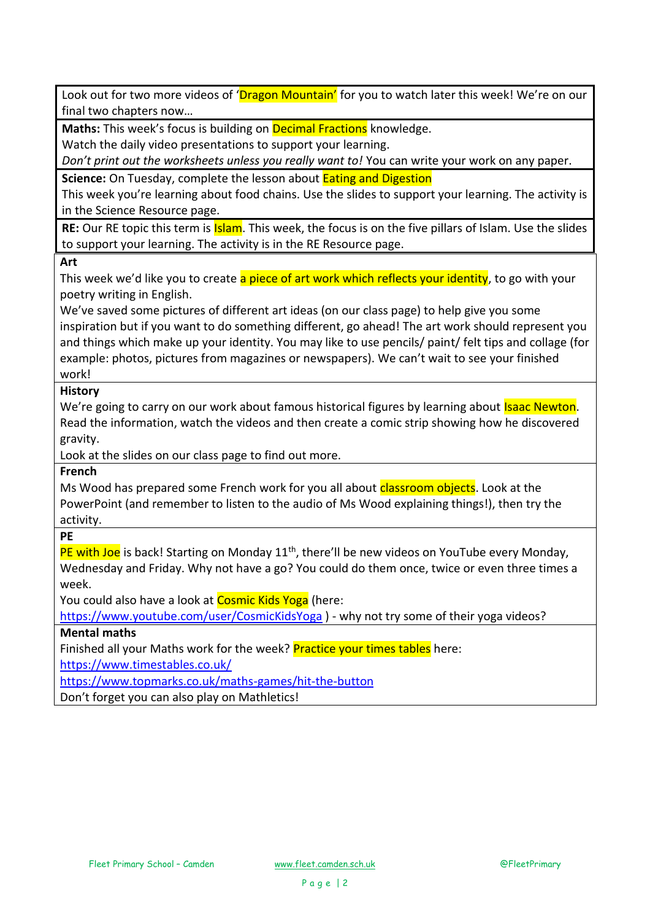Look out for two more videos of 'Dragon Mountain' for you to watch later this week! We're on our final two chapters now…

**Maths:** This week's focus is building on Decimal Fractions knowledge.
Watch the daily video presentations to support your learning.
*Don't print out the worksheets unless you really want to!* You can write your work on any paper.

**Science:** On Tuesday, complete the lesson about Eating and Digestion
This week you're learning about food chains. Use the slides to support your learning. The activity is in the Science Resource page.

**RE:** Our RE topic this term is Islam. This week, the focus is on the five pillars of Islam. Use the slides to support your learning. The activity is in the RE Resource page.

**Art**

This week we'd like you to create a piece of art work which reflects your identity, to go with your poetry writing in English.
We've saved some pictures of different art ideas (on our class page) to help give you some inspiration but if you want to do something different, go ahead! The art work should represent you and things which make up your identity. You may like to use pencils/ paint/ felt tips and collage (for example: photos, pictures from magazines or newspapers). We can't wait to see your finished work!

**History**

We're going to carry on our work about famous historical figures by learning about Isaac Newton. Read the information, watch the videos and then create a comic strip showing how he discovered gravity.
Look at the slides on our class page to find out more.

**French**

Ms Wood has prepared some French work for you all about classroom objects. Look at the PowerPoint (and remember to listen to the audio of Ms Wood explaining things!), then try the activity.

**PE**

PE with Joe is back! Starting on Monday 11th, there'll be new videos on YouTube every Monday, Wednesday and Friday. Why not have a go? You could do them once, twice or even three times a week.
You could also have a look at Cosmic Kids Yoga (here: https://www.youtube.com/user/CosmicKidsYoga ) - why not try some of their yoga videos?

**Mental maths**

Finished all your Maths work for the week? Practice your times tables here:
https://www.timestables.co.uk/
https://www.topmarks.co.uk/maths-games/hit-the-button
Don't forget you can also play on Mathletics!